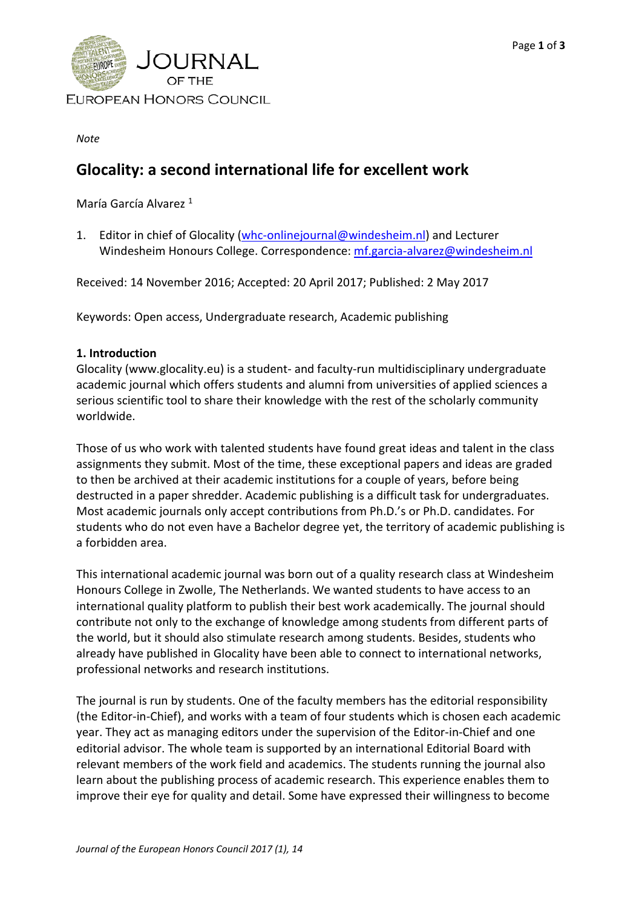*Note*

# Glocality: a second international life for excellent work

María García Alvarez [1]

1. Editor in chief of Glocality (whc-onlinejournal@windesheim.nl) and Lecturer Windesheim Honours College. Correspondence: mf.garcia-alvarez@windesheim.nl

Received: 14 November 2016; Accepted: 20 April 2017; Published: 2 May 2017

Keywords: Open access, Undergraduate research, Academic publishing

## 1. Introduction

Glocality (www.glocality.eu) is a student- and faculty-run multidisciplinary undergraduate academic journal which offers students and alumni from universities of applied sciences a serious scientific tool to share their knowledge with the rest of the scholarly community worldwide.

Those of us who work with talented students have found great ideas and talent in the class assignments they submit. Most of the time, these exceptional papers and ideas are graded to then be archived at their academic institutions for a couple of years, before being destructed in a paper shredder. Academic publishing is a difficult task for undergraduates. Most academic journals only accept contributions from Ph.D.'s or Ph.D. candidates. For students who do not even have a Bachelor degree yet, the territory of academic publishing is a forbidden area.

This international academic journal was born out of a quality research class at Windesheim Honours College in Zwolle, The Netherlands. We wanted students to have access to an international quality platform to publish their best work academically. The journal should contribute not only to the exchange of knowledge among students from different parts of the world, but it should also stimulate research among students. Besides, students who already have published in Glocality have been able to connect to international networks, professional networks and research institutions.

The journal is run by students. One of the faculty members has the editorial responsibility (the Editor-in-Chief), and works with a team of four students which is chosen each academic year. They act as managing editors under the supervision of the Editor-in-Chief and one editorial advisor. The whole team is supported by an international Editorial Board with relevant members of the work field and academics. The students running the journal also learn about the publishing process of academic research. This experience enables them to improve their eye for quality and detail. Some have expressed their willingness to become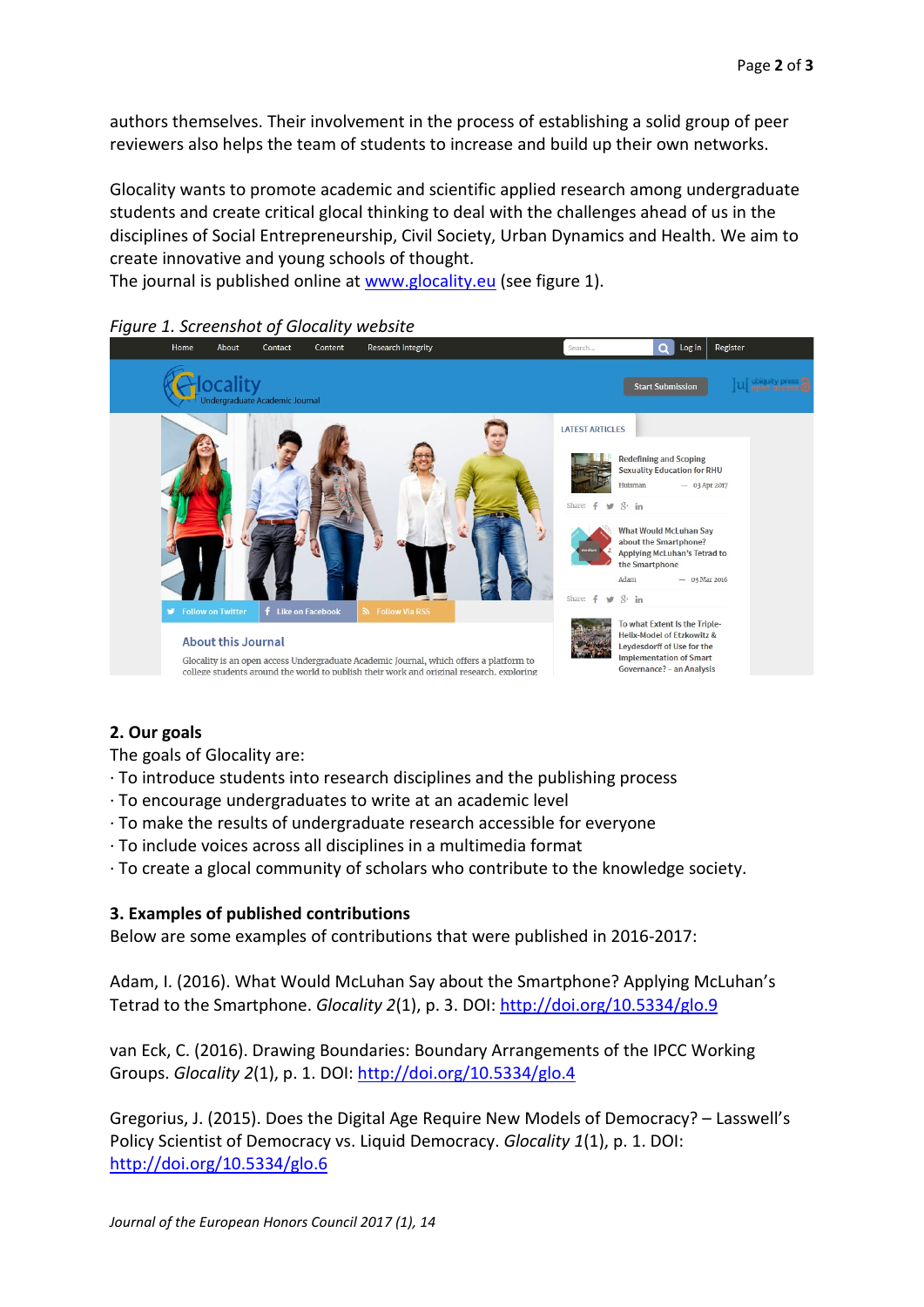authors themselves. Their involvement in the process of establishing a solid group of peer reviewers also helps the team of students to increase and build up their own networks.

Glocality wants to promote academic and scientific applied research among undergraduate students and create critical glocal thinking to deal with the challenges ahead of us in the disciplines of Social Entrepreneurship, Civil Society, Urban Dynamics and Health. We aim to create innovative and young schools of thought.
The journal is published online at www.glocality.eu (see figure 1).

*Figure 1. Screenshot of Glocality website*

## 2. Our goals

The goals of Glocality are:

· To introduce students into research disciplines and the publishing process
· To encourage undergraduates to write at an academic level
· To make the results of undergraduate research accessible for everyone
· To include voices across all disciplines in a multimedia format
· To create a glocal community of scholars who contribute to the knowledge society.

## 3. Examples of published contributions

Below are some examples of contributions that were published in 2016-2017:

Adam, I. (2016). What Would McLuhan Say about the Smartphone? Applying McLuhan's Tetrad to the Smartphone. *Glocality 2*(1), p. 3. DOI: http://doi.org/10.5334/glo.9

van Eck, C. (2016). Drawing Boundaries: Boundary Arrangements of the IPCC Working Groups. *Glocality 2*(1), p. 1. DOI: http://doi.org/10.5334/glo.4

Gregorius, J. (2015). Does the Digital Age Require New Models of Democracy? – Lasswell's Policy Scientist of Democracy vs. Liquid Democracy. *Glocality 1*(1), p. 1. DOI: http://doi.org/10.5334/glo.6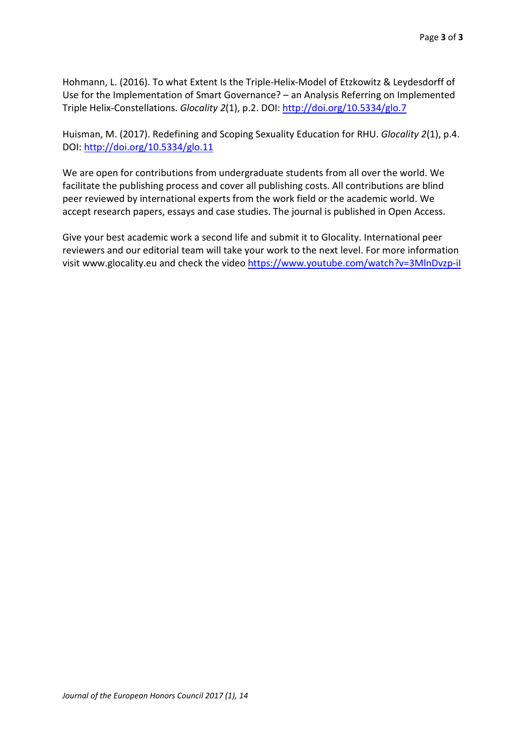Hohmann, L. (2016). To what Extent Is the Triple-Helix-Model of Etzkowitz & Leydesdorff of Use for the Implementation of Smart Governance? – an Analysis Referring on Implemented Triple Helix-Constellations. *Glocality 2*(1), p.2. DOI: http://doi.org/10.5334/glo.7

Huisman, M. (2017). Redefining and Scoping Sexuality Education for RHU. *Glocality 2*(1), p.4. DOI: http://doi.org/10.5334/glo.11

We are open for contributions from undergraduate students from all over the world. We facilitate the publishing process and cover all publishing costs. All contributions are blind peer reviewed by international experts from the work field or the academic world. We accept research papers, essays and case studies. The journal is published in Open Access.

Give your best academic work a second life and submit it to Glocality. International peer reviewers and our editorial team will take your work to the next level. For more information visit www.glocality.eu and check the video https://www.youtube.com/watch?v=3MlnDvzp-iI